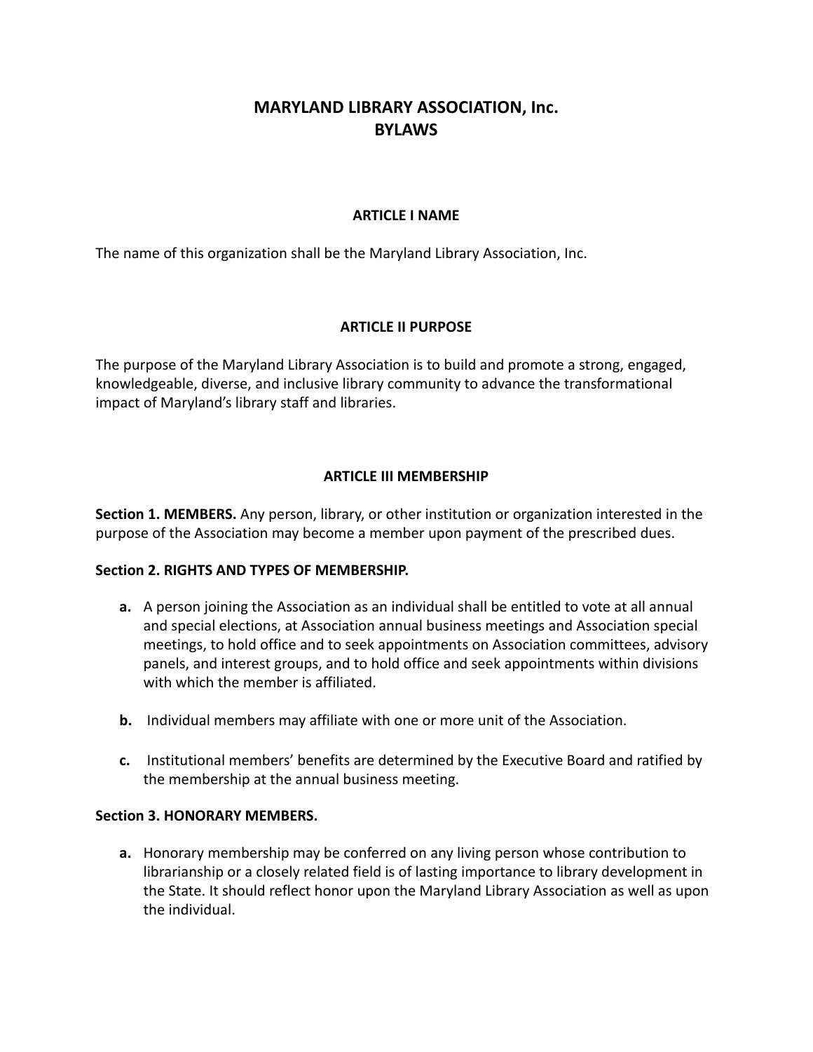# MARYLAND LIBRARY ASSOCIATION, Inc.
# BYLAWS

## ARTICLE I NAME

The name of this organization shall be the Maryland Library Association, Inc.

## ARTICLE II PURPOSE

The purpose of the Maryland Library Association is to build and promote a strong, engaged, knowledgeable, diverse, and inclusive library community to advance the transformational impact of Maryland's library staff and libraries.

## ARTICLE III MEMBERSHIP

**Section 1. MEMBERS.** Any person, library, or other institution or organization interested in the purpose of the Association may become a member upon payment of the prescribed dues.

**Section 2. RIGHTS AND TYPES OF MEMBERSHIP.**

- **a.** A person joining the Association as an individual shall be entitled to vote at all annual and special elections, at Association annual business meetings and Association special meetings, to hold office and to seek appointments on Association committees, advisory panels, and interest groups, and to hold office and seek appointments within divisions with which the member is affiliated.
- **b.** Individual members may affiliate with one or more unit of the Association.
- **c.** Institutional members' benefits are determined by the Executive Board and ratified by the membership at the annual business meeting.

**Section 3. HONORARY MEMBERS.**

- **a.** Honorary membership may be conferred on any living person whose contribution to librarianship or a closely related field is of lasting importance to library development in the State. It should reflect honor upon the Maryland Library Association as well as upon the individual.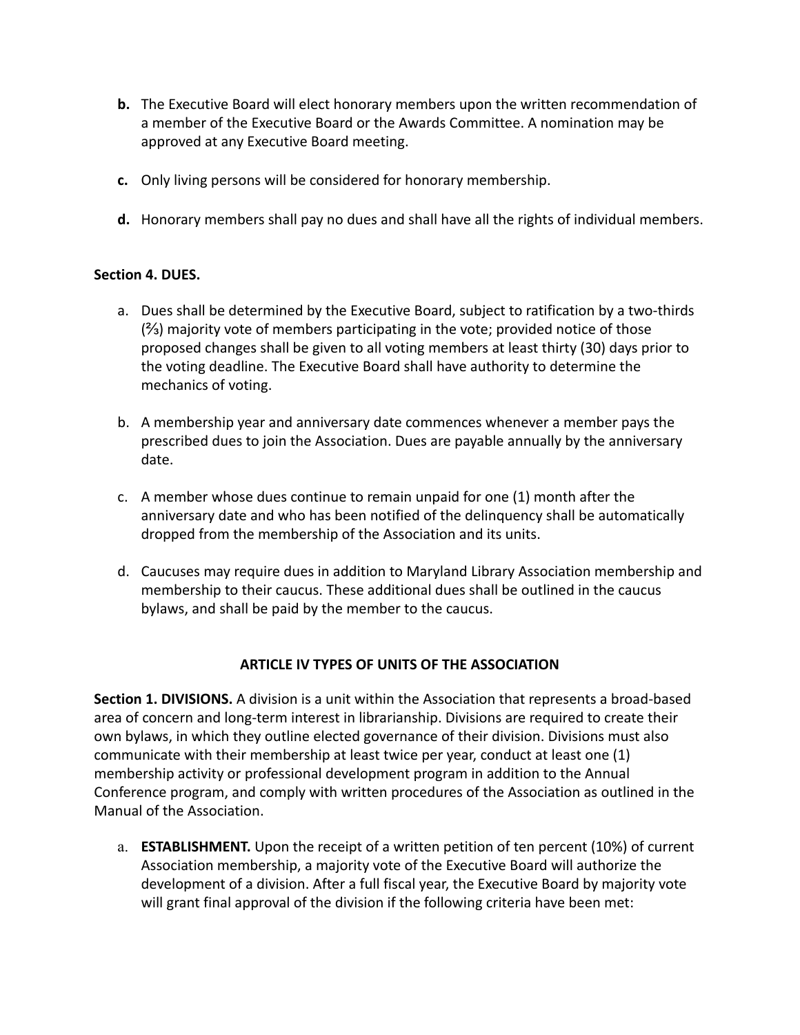**b.** The Executive Board will elect honorary members upon the written recommendation of a member of the Executive Board or the Awards Committee. A nomination may be approved at any Executive Board meeting.

**c.** Only living persons will be considered for honorary membership.

**d.** Honorary members shall pay no dues and shall have all the rights of individual members.

**Section 4. DUES.**

a. Dues shall be determined by the Executive Board, subject to ratification by a two-thirds (⅔) majority vote of members participating in the vote; provided notice of those proposed changes shall be given to all voting members at least thirty (30) days prior to the voting deadline. The Executive Board shall have authority to determine the mechanics of voting.

b. A membership year and anniversary date commences whenever a member pays the prescribed dues to join the Association. Dues are payable annually by the anniversary date.

c. A member whose dues continue to remain unpaid for one (1) month after the anniversary date and who has been notified of the delinquency shall be automatically dropped from the membership of the Association and its units.

d. Caucuses may require dues in addition to Maryland Library Association membership and membership to their caucus. These additional dues shall be outlined in the caucus bylaws, and shall be paid by the member to the caucus.

## ARTICLE IV TYPES OF UNITS OF THE ASSOCIATION

**Section 1. DIVISIONS.** A division is a unit within the Association that represents a broad-based area of concern and long-term interest in librarianship. Divisions are required to create their own bylaws, in which they outline elected governance of their division. Divisions must also communicate with their membership at least twice per year, conduct at least one (1) membership activity or professional development program in addition to the Annual Conference program, and comply with written procedures of the Association as outlined in the Manual of the Association.

a. **ESTABLISHMENT.** Upon the receipt of a written petition of ten percent (10%) of current Association membership, a majority vote of the Executive Board will authorize the development of a division. After a full fiscal year, the Executive Board by majority vote will grant final approval of the division if the following criteria have been met: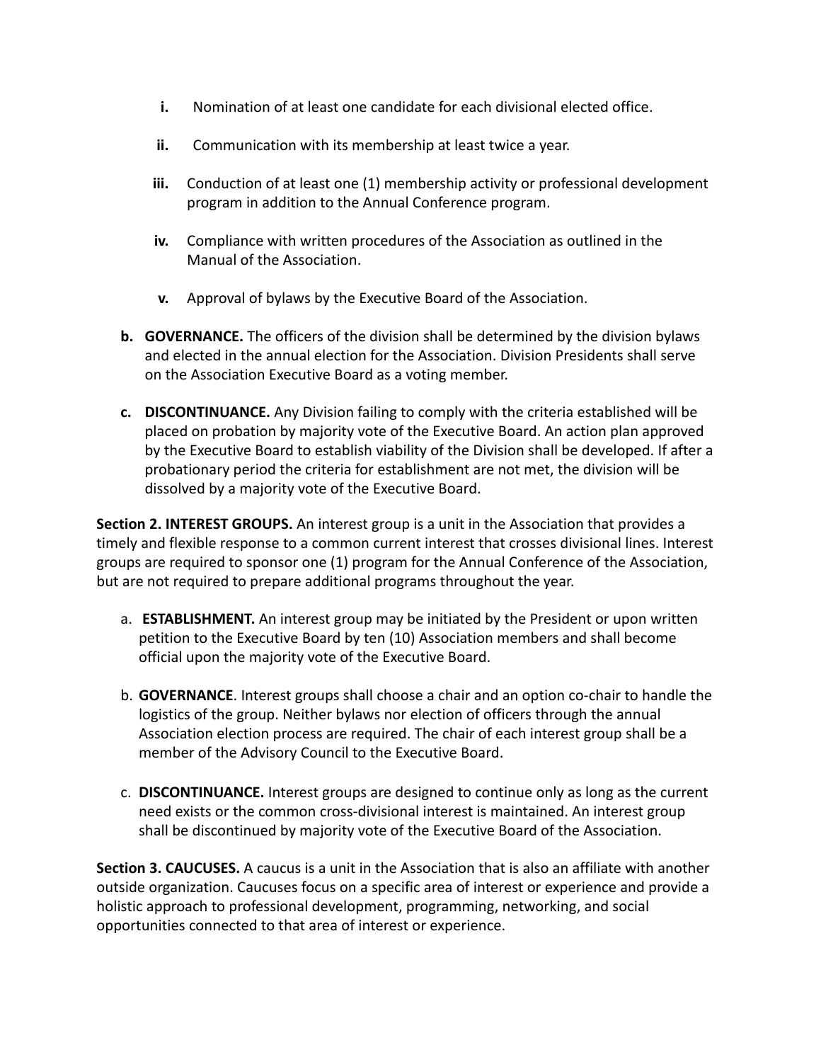i. Nomination of at least one candidate for each divisional elected office.

   ii. Communication with its membership at least twice a year.

   iii. Conduction of at least one (1) membership activity or professional development program in addition to the Annual Conference program.

   iv. Compliance with written procedures of the Association as outlined in the Manual of the Association.

   v. Approval of bylaws by the Executive Board of the Association.

b. **GOVERNANCE.** The officers of the division shall be determined by the division bylaws and elected in the annual election for the Association. Division Presidents shall serve on the Association Executive Board as a voting member.

c. **DISCONTINUANCE.** Any Division failing to comply with the criteria established will be placed on probation by majority vote of the Executive Board. An action plan approved by the Executive Board to establish viability of the Division shall be developed. If after a probationary period the criteria for establishment are not met, the division will be dissolved by a majority vote of the Executive Board.

**Section 2. INTEREST GROUPS.** An interest group is a unit in the Association that provides a timely and flexible response to a common current interest that crosses divisional lines. Interest groups are required to sponsor one (1) program for the Annual Conference of the Association, but are not required to prepare additional programs throughout the year.

a. **ESTABLISHMENT.** An interest group may be initiated by the President or upon written petition to the Executive Board by ten (10) Association members and shall become official upon the majority vote of the Executive Board.

b. **GOVERNANCE**. Interest groups shall choose a chair and an option co-chair to handle the logistics of the group. Neither bylaws nor election of officers through the annual Association election process are required. The chair of each interest group shall be a member of the Advisory Council to the Executive Board.

c. **DISCONTINUANCE.** Interest groups are designed to continue only as long as the current need exists or the common cross-divisional interest is maintained. An interest group shall be discontinued by majority vote of the Executive Board of the Association.

**Section 3. CAUCUSES.** A caucus is a unit in the Association that is also an affiliate with another outside organization. Caucuses focus on a specific area of interest or experience and provide a holistic approach to professional development, programming, networking, and social opportunities connected to that area of interest or experience.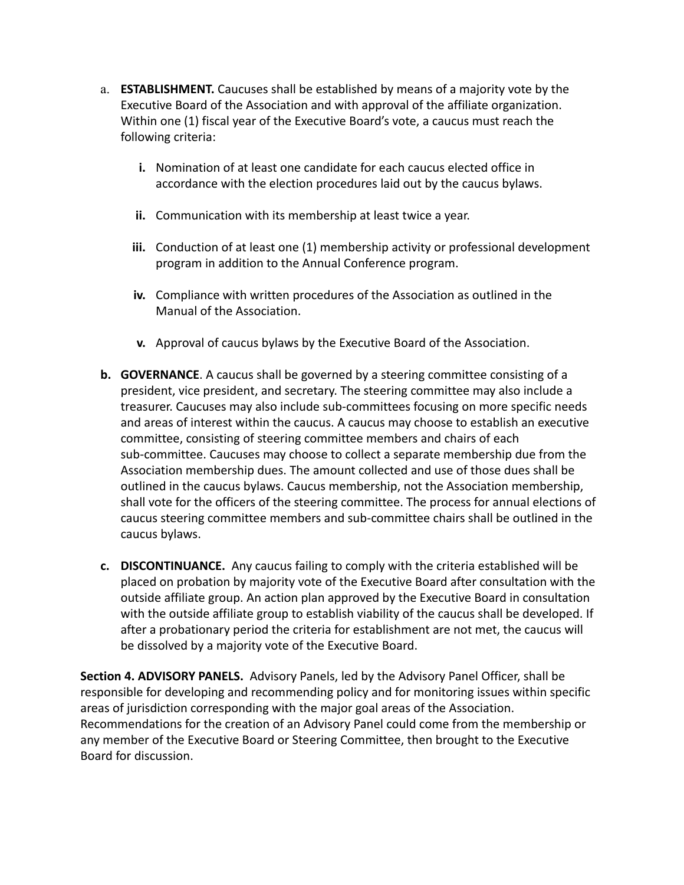a. **ESTABLISHMENT.** Caucuses shall be established by means of a majority vote by the Executive Board of the Association and with approval of the affiliate organization. Within one (1) fiscal year of the Executive Board's vote, a caucus must reach the following criteria:

   i. Nomination of at least one candidate for each caucus elected office in accordance with the election procedures laid out by the caucus bylaws.

   ii. Communication with its membership at least twice a year.

   iii. Conduction of at least one (1) membership activity or professional development program in addition to the Annual Conference program.

   iv. Compliance with written procedures of the Association as outlined in the Manual of the Association.

   v. Approval of caucus bylaws by the Executive Board of the Association.

b. **GOVERNANCE**. A caucus shall be governed by a steering committee consisting of a president, vice president, and secretary. The steering committee may also include a treasurer. Caucuses may also include sub-committees focusing on more specific needs and areas of interest within the caucus. A caucus may choose to establish an executive committee, consisting of steering committee members and chairs of each sub-committee. Caucuses may choose to collect a separate membership due from the Association membership dues. The amount collected and use of those dues shall be outlined in the caucus bylaws. Caucus membership, not the Association membership, shall vote for the officers of the steering committee. The process for annual elections of caucus steering committee members and sub-committee chairs shall be outlined in the caucus bylaws.

c. **DISCONTINUANCE.** Any caucus failing to comply with the criteria established will be placed on probation by majority vote of the Executive Board after consultation with the outside affiliate group. An action plan approved by the Executive Board in consultation with the outside affiliate group to establish viability of the caucus shall be developed. If after a probationary period the criteria for establishment are not met, the caucus will be dissolved by a majority vote of the Executive Board.

**Section 4. ADVISORY PANELS.** Advisory Panels, led by the Advisory Panel Officer, shall be responsible for developing and recommending policy and for monitoring issues within specific areas of jurisdiction corresponding with the major goal areas of the Association. Recommendations for the creation of an Advisory Panel could come from the membership or any member of the Executive Board or Steering Committee, then brought to the Executive Board for discussion.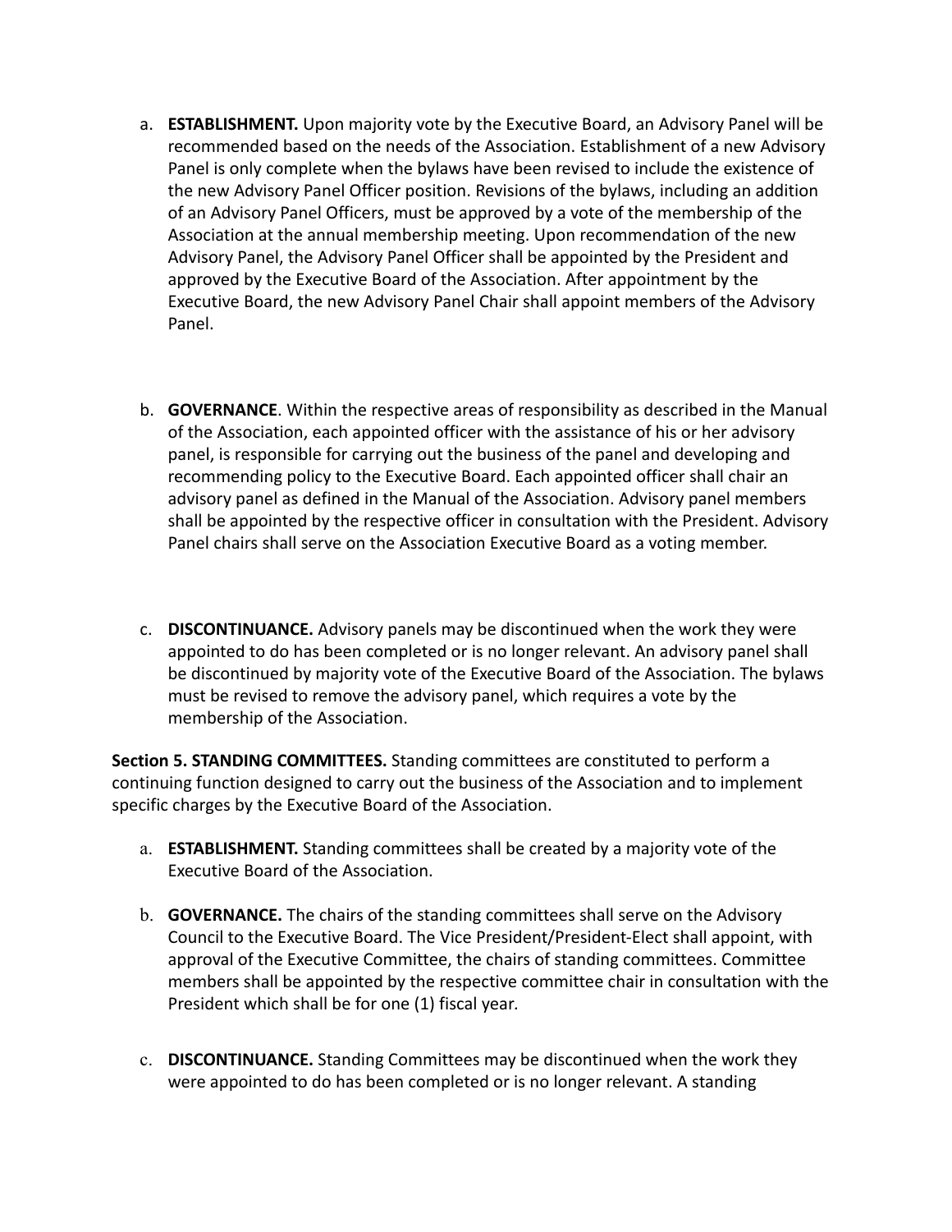a. **ESTABLISHMENT.** Upon majority vote by the Executive Board, an Advisory Panel will be recommended based on the needs of the Association. Establishment of a new Advisory Panel is only complete when the bylaws have been revised to include the existence of the new Advisory Panel Officer position. Revisions of the bylaws, including an addition of an Advisory Panel Officers, must be approved by a vote of the membership of the Association at the annual membership meeting. Upon recommendation of the new Advisory Panel, the Advisory Panel Officer shall be appointed by the President and approved by the Executive Board of the Association. After appointment by the Executive Board, the new Advisory Panel Chair shall appoint members of the Advisory Panel.

b. **GOVERNANCE**. Within the respective areas of responsibility as described in the Manual of the Association, each appointed officer with the assistance of his or her advisory panel, is responsible for carrying out the business of the panel and developing and recommending policy to the Executive Board. Each appointed officer shall chair an advisory panel as defined in the Manual of the Association. Advisory panel members shall be appointed by the respective officer in consultation with the President. Advisory Panel chairs shall serve on the Association Executive Board as a voting member.

c. **DISCONTINUANCE.** Advisory panels may be discontinued when the work they were appointed to do has been completed or is no longer relevant. An advisory panel shall be discontinued by majority vote of the Executive Board of the Association. The bylaws must be revised to remove the advisory panel, which requires a vote by the membership of the Association.

**Section 5. STANDING COMMITTEES.** Standing committees are constituted to perform a continuing function designed to carry out the business of the Association and to implement specific charges by the Executive Board of the Association.

a. **ESTABLISHMENT.** Standing committees shall be created by a majority vote of the Executive Board of the Association.

b. **GOVERNANCE.** The chairs of the standing committees shall serve on the Advisory Council to the Executive Board. The Vice President/President-Elect shall appoint, with approval of the Executive Committee, the chairs of standing committees. Committee members shall be appointed by the respective committee chair in consultation with the President which shall be for one (1) fiscal year.

c. **DISCONTINUANCE.** Standing Committees may be discontinued when the work they were appointed to do has been completed or is no longer relevant. A standing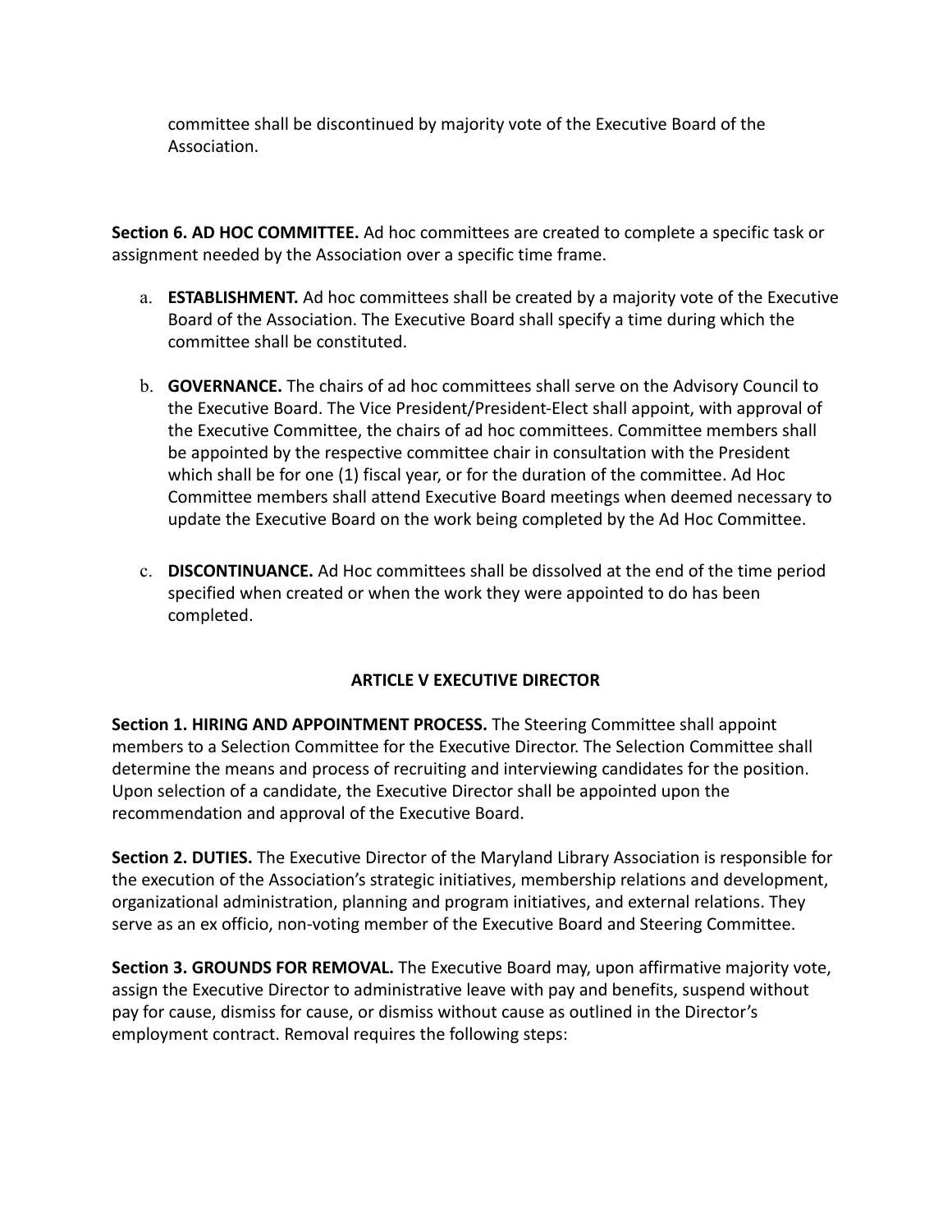committee shall be discontinued by majority vote of the Executive Board of the Association.

**Section 6. AD HOC COMMITTEE.** Ad hoc committees are created to complete a specific task or assignment needed by the Association over a specific time frame.

a. **ESTABLISHMENT.** Ad hoc committees shall be created by a majority vote of the Executive Board of the Association. The Executive Board shall specify a time during which the committee shall be constituted.

b. **GOVERNANCE.** The chairs of ad hoc committees shall serve on the Advisory Council to the Executive Board. The Vice President/President-Elect shall appoint, with approval of the Executive Committee, the chairs of ad hoc committees. Committee members shall be appointed by the respective committee chair in consultation with the President which shall be for one (1) fiscal year, or for the duration of the committee. Ad Hoc Committee members shall attend Executive Board meetings when deemed necessary to update the Executive Board on the work being completed by the Ad Hoc Committee.

c. **DISCONTINUANCE.** Ad Hoc committees shall be dissolved at the end of the time period specified when created or when the work they were appointed to do has been completed.

## ARTICLE V EXECUTIVE DIRECTOR

**Section 1. HIRING AND APPOINTMENT PROCESS.** The Steering Committee shall appoint members to a Selection Committee for the Executive Director. The Selection Committee shall determine the means and process of recruiting and interviewing candidates for the position. Upon selection of a candidate, the Executive Director shall be appointed upon the recommendation and approval of the Executive Board.

**Section 2. DUTIES.** The Executive Director of the Maryland Library Association is responsible for the execution of the Association's strategic initiatives, membership relations and development, organizational administration, planning and program initiatives, and external relations. They serve as an ex officio, non-voting member of the Executive Board and Steering Committee.

**Section 3. GROUNDS FOR REMOVAL.** The Executive Board may, upon affirmative majority vote, assign the Executive Director to administrative leave with pay and benefits, suspend without pay for cause, dismiss for cause, or dismiss without cause as outlined in the Director's employment contract. Removal requires the following steps: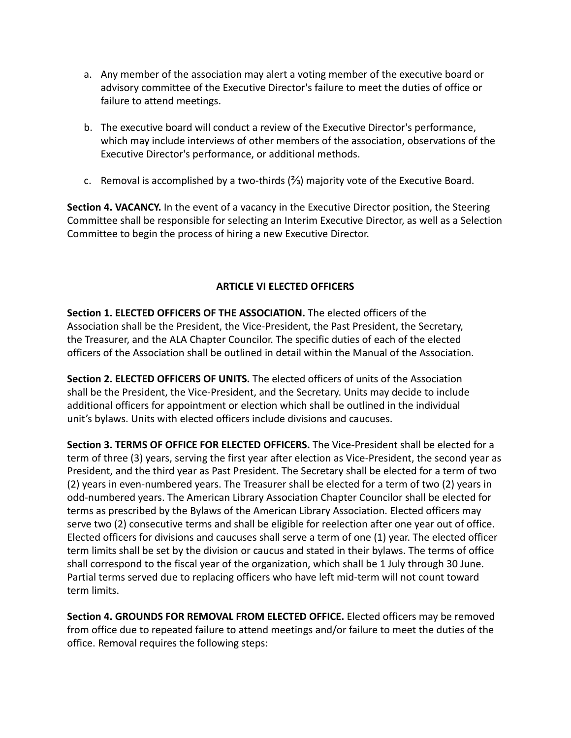a. Any member of the association may alert a voting member of the executive board or advisory committee of the Executive Director's failure to meet the duties of office or failure to attend meetings.

b. The executive board will conduct a review of the Executive Director's performance, which may include interviews of other members of the association, observations of the Executive Director's performance, or additional methods.

c. Removal is accomplished by a two-thirds (⅔) majority vote of the Executive Board.

**Section 4. VACANCY.** In the event of a vacancy in the Executive Director position, the Steering Committee shall be responsible for selecting an Interim Executive Director, as well as a Selection Committee to begin the process of hiring a new Executive Director.

## ARTICLE VI ELECTED OFFICERS

**Section 1. ELECTED OFFICERS OF THE ASSOCIATION.** The elected officers of the Association shall be the President, the Vice-President, the Past President, the Secretary, the Treasurer, and the ALA Chapter Councilor. The specific duties of each of the elected officers of the Association shall be outlined in detail within the Manual of the Association.

**Section 2. ELECTED OFFICERS OF UNITS.** The elected officers of units of the Association shall be the President, the Vice-President, and the Secretary. Units may decide to include additional officers for appointment or election which shall be outlined in the individual unit's bylaws. Units with elected officers include divisions and caucuses.

**Section 3. TERMS OF OFFICE FOR ELECTED OFFICERS.** The Vice-President shall be elected for a term of three (3) years, serving the first year after election as Vice-President, the second year as President, and the third year as Past President. The Secretary shall be elected for a term of two (2) years in even-numbered years. The Treasurer shall be elected for a term of two (2) years in odd-numbered years. The American Library Association Chapter Councilor shall be elected for terms as prescribed by the Bylaws of the American Library Association. Elected officers may serve two (2) consecutive terms and shall be eligible for reelection after one year out of office. Elected officers for divisions and caucuses shall serve a term of one (1) year. The elected officer term limits shall be set by the division or caucus and stated in their bylaws. The terms of office shall correspond to the fiscal year of the organization, which shall be 1 July through 30 June. Partial terms served due to replacing officers who have left mid-term will not count toward term limits.

**Section 4. GROUNDS FOR REMOVAL FROM ELECTED OFFICE.** Elected officers may be removed from office due to repeated failure to attend meetings and/or failure to meet the duties of the office. Removal requires the following steps: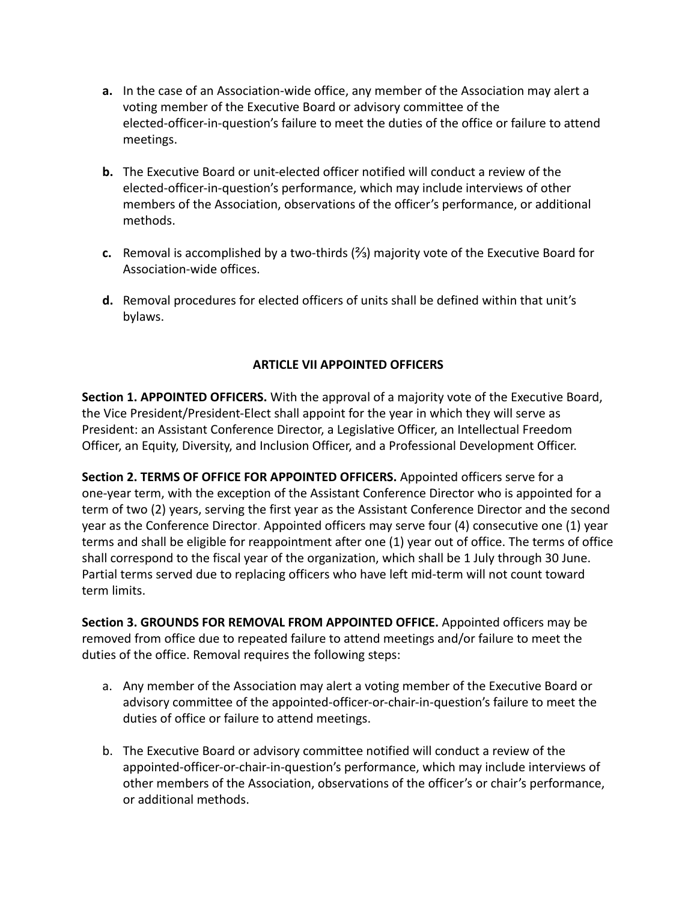**a.** In the case of an Association-wide office, any member of the Association may alert a voting member of the Executive Board or advisory committee of the elected-officer-in-question's failure to meet the duties of the office or failure to attend meetings.

**b.** The Executive Board or unit-elected officer notified will conduct a review of the elected-officer-in-question's performance, which may include interviews of other members of the Association, observations of the officer's performance, or additional methods.

**c.** Removal is accomplished by a two-thirds (⅔) majority vote of the Executive Board for Association-wide offices.

**d.** Removal procedures for elected officers of units shall be defined within that unit's bylaws.

## ARTICLE VII APPOINTED OFFICERS

**Section 1. APPOINTED OFFICERS.** With the approval of a majority vote of the Executive Board, the Vice President/President-Elect shall appoint for the year in which they will serve as President: an Assistant Conference Director, a Legislative Officer, an Intellectual Freedom Officer, an Equity, Diversity, and Inclusion Officer, and a Professional Development Officer.

**Section 2. TERMS OF OFFICE FOR APPOINTED OFFICERS.** Appointed officers serve for a one-year term, with the exception of the Assistant Conference Director who is appointed for a term of two (2) years, serving the first year as the Assistant Conference Director and the second year as the Conference Director. Appointed officers may serve four (4) consecutive one (1) year terms and shall be eligible for reappointment after one (1) year out of office. The terms of office shall correspond to the fiscal year of the organization, which shall be 1 July through 30 June. Partial terms served due to replacing officers who have left mid-term will not count toward term limits.

**Section 3. GROUNDS FOR REMOVAL FROM APPOINTED OFFICE.** Appointed officers may be removed from office due to repeated failure to attend meetings and/or failure to meet the duties of the office. Removal requires the following steps:

a. Any member of the Association may alert a voting member of the Executive Board or advisory committee of the appointed-officer-or-chair-in-question's failure to meet the duties of office or failure to attend meetings.

b. The Executive Board or advisory committee notified will conduct a review of the appointed-officer-or-chair-in-question's performance, which may include interviews of other members of the Association, observations of the officer's or chair's performance, or additional methods.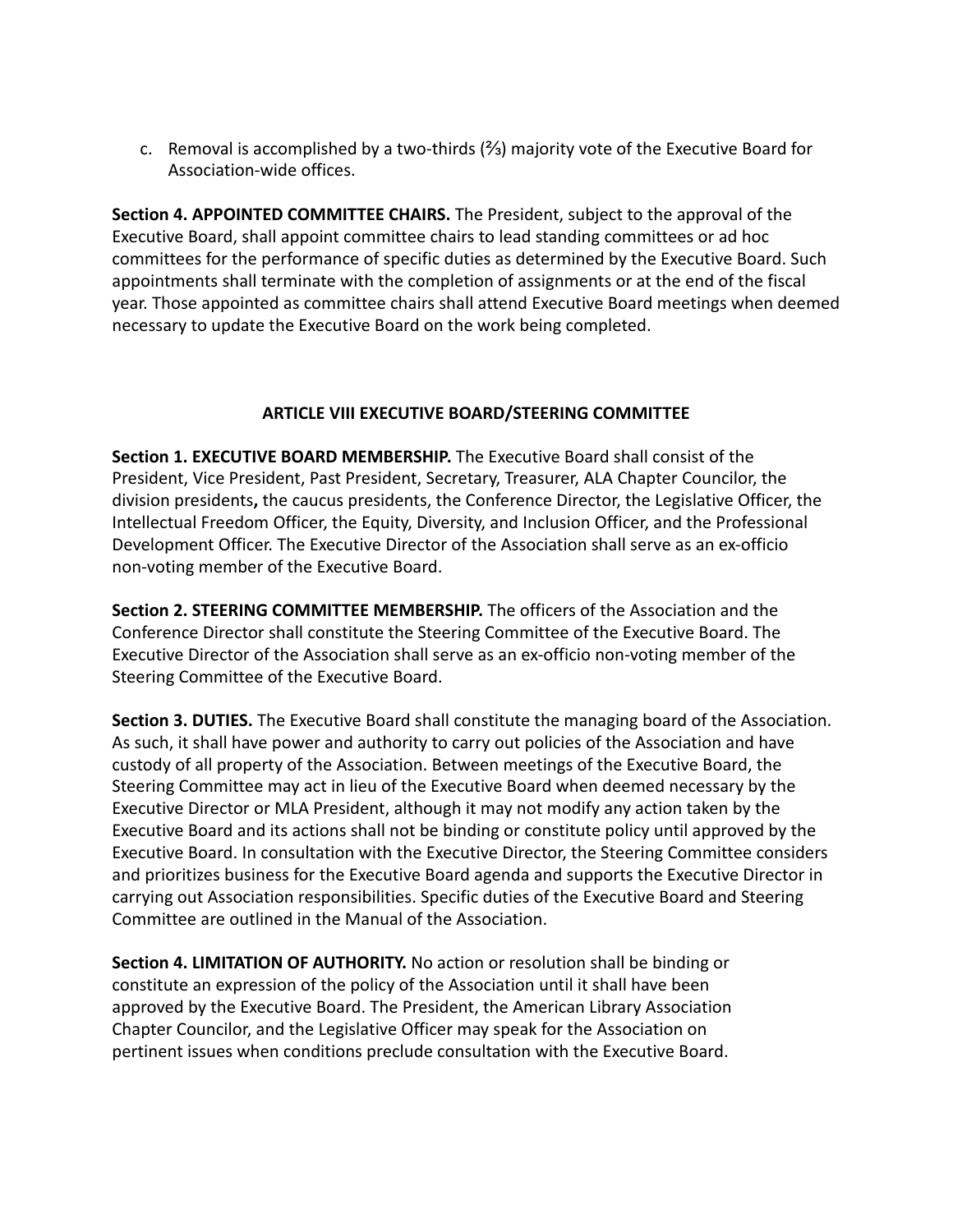c. Removal is accomplished by a two-thirds (⅔) majority vote of the Executive Board for Association-wide offices.

**Section 4. APPOINTED COMMITTEE CHAIRS.** The President, subject to the approval of the Executive Board, shall appoint committee chairs to lead standing committees or ad hoc committees for the performance of specific duties as determined by the Executive Board. Such appointments shall terminate with the completion of assignments or at the end of the fiscal year. Those appointed as committee chairs shall attend Executive Board meetings when deemed necessary to update the Executive Board on the work being completed.

## ARTICLE VIII EXECUTIVE BOARD/STEERING COMMITTEE

**Section 1. EXECUTIVE BOARD MEMBERSHIP.** The Executive Board shall consist of the President, Vice President, Past President, Secretary, Treasurer, ALA Chapter Councilor, the division presidents**,** the caucus presidents, the Conference Director, the Legislative Officer, the Intellectual Freedom Officer, the Equity, Diversity, and Inclusion Officer, and the Professional Development Officer. The Executive Director of the Association shall serve as an ex-officio non-voting member of the Executive Board.

**Section 2. STEERING COMMITTEE MEMBERSHIP.** The officers of the Association and the Conference Director shall constitute the Steering Committee of the Executive Board. The Executive Director of the Association shall serve as an ex-officio non-voting member of the Steering Committee of the Executive Board.

**Section 3. DUTIES.** The Executive Board shall constitute the managing board of the Association. As such, it shall have power and authority to carry out policies of the Association and have custody of all property of the Association. Between meetings of the Executive Board, the Steering Committee may act in lieu of the Executive Board when deemed necessary by the Executive Director or MLA President, although it may not modify any action taken by the Executive Board and its actions shall not be binding or constitute policy until approved by the Executive Board. In consultation with the Executive Director, the Steering Committee considers and prioritizes business for the Executive Board agenda and supports the Executive Director in carrying out Association responsibilities. Specific duties of the Executive Board and Steering Committee are outlined in the Manual of the Association.

**Section 4. LIMITATION OF AUTHORITY.** No action or resolution shall be binding or constitute an expression of the policy of the Association until it shall have been approved by the Executive Board. The President, the American Library Association Chapter Councilor, and the Legislative Officer may speak for the Association on pertinent issues when conditions preclude consultation with the Executive Board.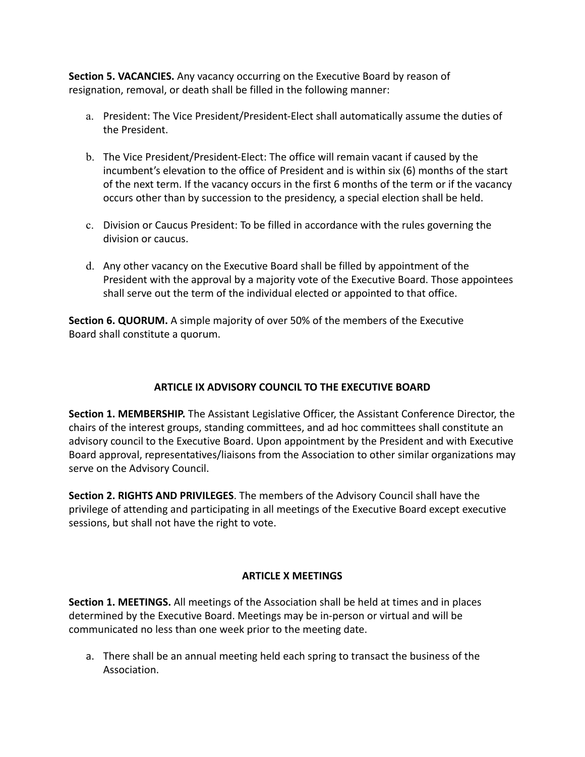**Section 5. VACANCIES.** Any vacancy occurring on the Executive Board by reason of resignation, removal, or death shall be filled in the following manner:

a. President: The Vice President/President-Elect shall automatically assume the duties of the President.

b. The Vice President/President-Elect: The office will remain vacant if caused by the incumbent's elevation to the office of President and is within six (6) months of the start of the next term. If the vacancy occurs in the first 6 months of the term or if the vacancy occurs other than by succession to the presidency, a special election shall be held.

c. Division or Caucus President: To be filled in accordance with the rules governing the division or caucus.

d. Any other vacancy on the Executive Board shall be filled by appointment of the President with the approval by a majority vote of the Executive Board. Those appointees shall serve out the term of the individual elected or appointed to that office.

**Section 6. QUORUM.** A simple majority of over 50% of the members of the Executive Board shall constitute a quorum.

## ARTICLE IX ADVISORY COUNCIL TO THE EXECUTIVE BOARD

**Section 1. MEMBERSHIP.** The Assistant Legislative Officer, the Assistant Conference Director, the chairs of the interest groups, standing committees, and ad hoc committees shall constitute an advisory council to the Executive Board. Upon appointment by the President and with Executive Board approval, representatives/liaisons from the Association to other similar organizations may serve on the Advisory Council.

**Section 2. RIGHTS AND PRIVILEGES**. The members of the Advisory Council shall have the privilege of attending and participating in all meetings of the Executive Board except executive sessions, but shall not have the right to vote.

## ARTICLE X MEETINGS

**Section 1. MEETINGS.** All meetings of the Association shall be held at times and in places determined by the Executive Board. Meetings may be in-person or virtual and will be communicated no less than one week prior to the meeting date.

a. There shall be an annual meeting held each spring to transact the business of the Association.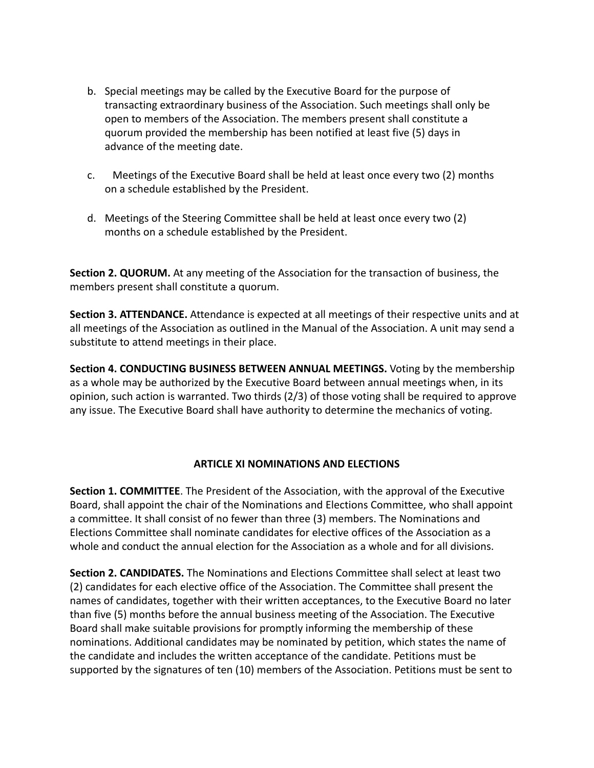b. Special meetings may be called by the Executive Board for the purpose of transacting extraordinary business of the Association. Such meetings shall only be open to members of the Association. The members present shall constitute a quorum provided the membership has been notified at least five (5) days in advance of the meeting date.

c. Meetings of the Executive Board shall be held at least once every two (2) months on a schedule established by the President.

d. Meetings of the Steering Committee shall be held at least once every two (2) months on a schedule established by the President.

**Section 2. QUORUM.** At any meeting of the Association for the transaction of business, the members present shall constitute a quorum.

**Section 3. ATTENDANCE.** Attendance is expected at all meetings of their respective units and at all meetings of the Association as outlined in the Manual of the Association. A unit may send a substitute to attend meetings in their place.

**Section 4. CONDUCTING BUSINESS BETWEEN ANNUAL MEETINGS.** Voting by the membership as a whole may be authorized by the Executive Board between annual meetings when, in its opinion, such action is warranted. Two thirds (2/3) of those voting shall be required to approve any issue. The Executive Board shall have authority to determine the mechanics of voting.

## ARTICLE XI NOMINATIONS AND ELECTIONS

**Section 1. COMMITTEE**. The President of the Association, with the approval of the Executive Board, shall appoint the chair of the Nominations and Elections Committee, who shall appoint a committee. It shall consist of no fewer than three (3) members. The Nominations and Elections Committee shall nominate candidates for elective offices of the Association as a whole and conduct the annual election for the Association as a whole and for all divisions.

**Section 2. CANDIDATES.** The Nominations and Elections Committee shall select at least two (2) candidates for each elective office of the Association. The Committee shall present the names of candidates, together with their written acceptances, to the Executive Board no later than five (5) months before the annual business meeting of the Association. The Executive Board shall make suitable provisions for promptly informing the membership of these nominations. Additional candidates may be nominated by petition, which states the name of the candidate and includes the written acceptance of the candidate. Petitions must be supported by the signatures of ten (10) members of the Association. Petitions must be sent to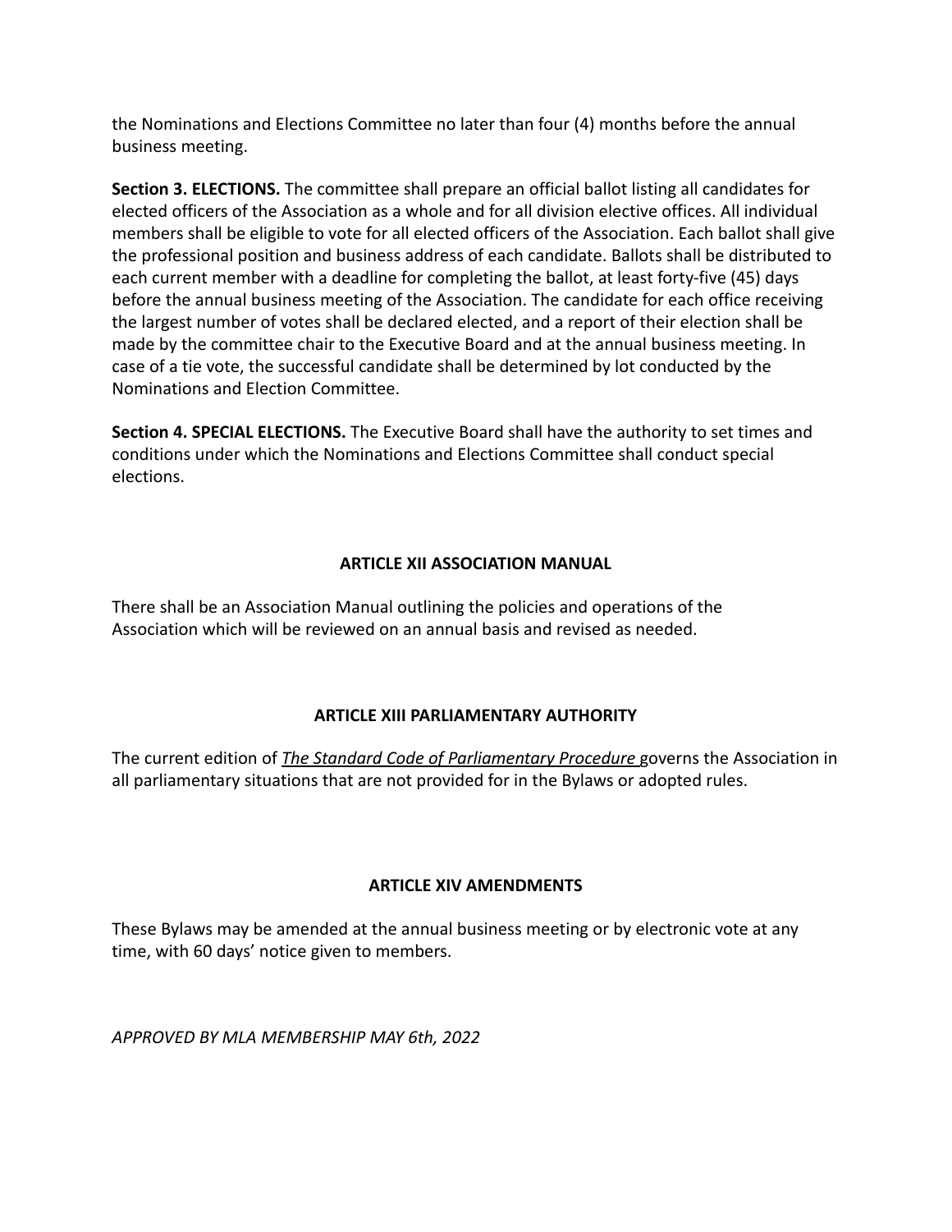the Nominations and Elections Committee no later than four (4) months before the annual business meeting.

**Section 3. ELECTIONS.** The committee shall prepare an official ballot listing all candidates for elected officers of the Association as a whole and for all division elective offices. All individual members shall be eligible to vote for all elected officers of the Association. Each ballot shall give the professional position and business address of each candidate. Ballots shall be distributed to each current member with a deadline for completing the ballot, at least forty-five (45) days before the annual business meeting of the Association. The candidate for each office receiving the largest number of votes shall be declared elected, and a report of their election shall be made by the committee chair to the Executive Board and at the annual business meeting. In case of a tie vote, the successful candidate shall be determined by lot conducted by the Nominations and Election Committee.

**Section 4. SPECIAL ELECTIONS.** The Executive Board shall have the authority to set times and conditions under which the Nominations and Elections Committee shall conduct special elections.

## ARTICLE XII ASSOCIATION MANUAL

There shall be an Association Manual outlining the policies and operations of the Association which will be reviewed on an annual basis and revised as needed.

## ARTICLE XIII PARLIAMENTARY AUTHORITY

The current edition of *The Standard Code of Parliamentary Procedure* governs the Association in all parliamentary situations that are not provided for in the Bylaws or adopted rules.

## ARTICLE XIV AMENDMENTS

These Bylaws may be amended at the annual business meeting or by electronic vote at any time, with 60 days' notice given to members.

*APPROVED BY MLA MEMBERSHIP MAY 6th, 2022*